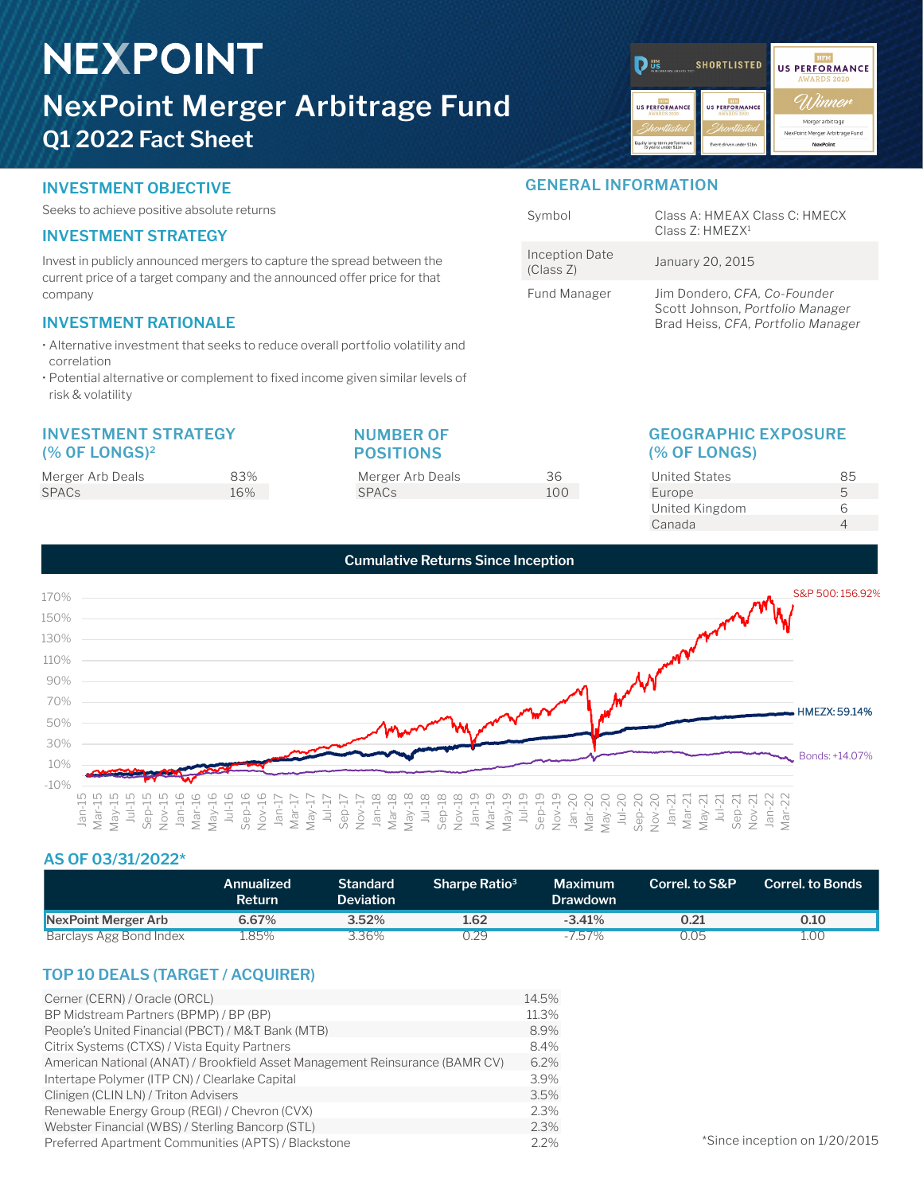# NEXPOINT

## NexPoint Merger Arbitrage Fund
### Q1 2022 Fact Sheet

## INVESTMENT OBJECTIVE

Seeks to achieve positive absolute returns

## INVESTMENT STRATEGY

Invest in publicly announced mergers to capture the spread between the current price of a target company and the announced offer price for that company

## INVESTMENT RATIONALE

- Alternative investment that seeks to reduce overall portfolio volatility and correlation
- Potential alternative or complement to fixed income given similar levels of risk & volatility

## GENERAL INFORMATION

| | |
|---|---|
| Symbol | Class A: HMEAX Class C: HMECX Class Z: HMEZX[1] |
| Inception Date (Class Z) | January 20, 2015 |
| Fund Manager | Jim Dondero, *CFA, Co-Founder*<br>Scott Johnson, *Portfolio Manager*<br>Brad Heiss, *CFA, Portfolio Manager* |

## INVESTMENT STRATEGY (% OF LONGS)[2]

| | |
|---|---|
| Merger Arb Deals | 83% |
| SPACs | 16% |

## NUMBER OF POSITIONS

| | |
|---|---|
| Merger Arb Deals | 36 |
| SPACs | 100 |

## GEOGRAPHIC EXPOSURE (% OF LONGS)

| | |
|---|---|
| United States | 85 |
| Europe | 5 |
| United Kingdom | 6 |
| Canada | 4 |

## Cumulative Returns Since Inception

S&P 500: 156.92%
HMEZX: 59.14%
Bonds: +14.07%

## AS OF 03/31/2022*

| | Annualized Return | Standard Deviation | Sharpe Ratio[3] | Maximum Drawdown | Correl. to S&P | Correl. to Bonds |
|---|---|---|---|---|---|---|
| **NexPoint Merger Arb** | **6.67%** | **3.52%** | **1.62** | **-3.41%** | **0.21** | **0.10** |
| Barclays Agg Bond Index | 1.85% | 3.36% | 0.29 | -7.57% | 0.05 | 1.00 |

## TOP 10 DEALS (TARGET / ACQUIRER)

| | |
|---|---|
| Cerner (CERN) / Oracle (ORCL) | 14.5% |
| BP Midstream Partners (BPMP) / BP (BP) | 11.3% |
| People's United Financial (PBCT) / M&T Bank (MTB) | 8.9% |
| Citrix Systems (CTXS) / Vista Equity Partners | 8.4% |
| American National (ANAT) / Brookfield Asset Management Reinsurance (BAMR CV) | 6.2% |
| Intertape Polymer (ITP CN) / Clearlake Capital | 3.9% |
| Clinigen (CLIN LN) / Triton Advisers | 3.5% |
| Renewable Energy Group (REGI) / Chevron (CVX) | 2.3% |
| Webster Financial (WBS) / Sterling Bancorp (STL) | 2.3% |
| Preferred Apartment Communities (APTS) / Blackstone | 2.2% |

*Since inception on 1/20/2015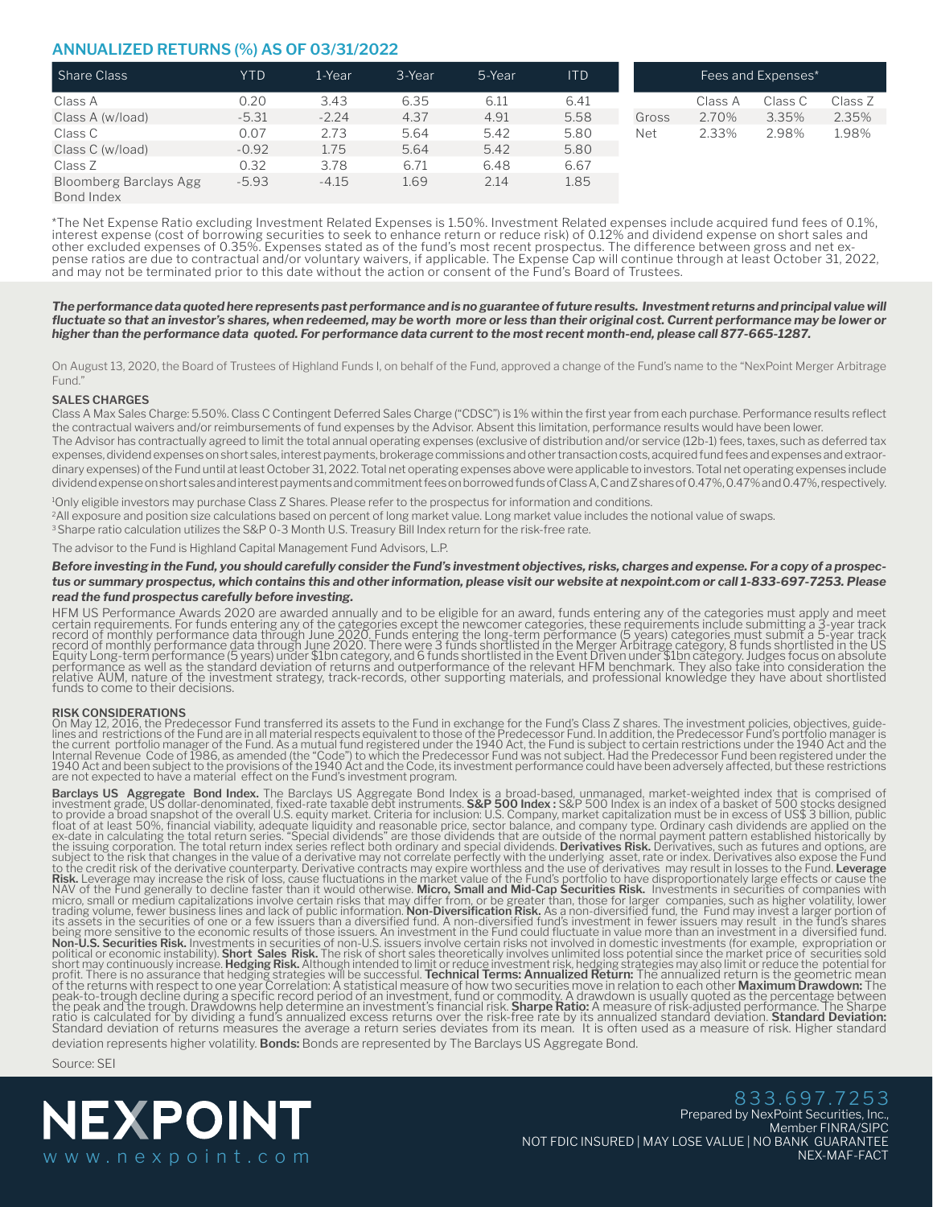## ANNUALIZED RETURNS (%) AS OF 03/31/2022

| Share Class | YTD | 1-Year | 3-Year | 5-Year | ITD |
|---|---|---|---|---|---|
| Class A | 0.20 | 3.43 | 6.35 | 6.11 | 6.41 |
| Class A (w/load) | -5.31 | -2.24 | 4.37 | 4.91 | 5.58 |
| Class C | 0.07 | 2.73 | 5.64 | 5.42 | 5.80 |
| Class C (w/load) | -0.92 | 1.75 | 5.64 | 5.42 | 5.80 |
| Class Z | 0.32 | 3.78 | 6.71 | 6.48 | 6.67 |
| Bloomberg Barclays Agg Bond Index | -5.93 | -4.15 | 1.69 | 2.14 | 1.85 |

| Fees and Expenses* | | | |
|---|---|---|---|
| | Class A | Class C | Class Z |
| Gross | 2.70% | 3.35% | 2.35% |
| Net | 2.33% | 2.98% | 1.98% |

*The Net Expense Ratio excluding Investment Related Expenses is 1.50%. Investment Related expenses include acquired fund fees of 0.1%, interest expense (cost of borrowing securities to seek to enhance return or reduce risk) of 0.12% and dividend expense on short sales and other excluded expenses of 0.35%. Expenses stated as of the fund's most recent prospectus. The difference between gross and net expense ratios are due to contractual and/or voluntary waivers, if applicable. The Expense Cap will continue through at least October 31, 2022, and may not be terminated prior to this date without the action or consent of the Fund's Board of Trustees.

***The performance data quoted here represents past performance and is no guarantee of future results. Investment returns and principal value will fluctuate so that an investor's shares, when redeemed, may be worth more or less than their original cost. Current performance may be lower or higher than the performance data quoted. For performance data current to the most recent month-end, please call 877-665-1287.***

On August 13, 2020, the Board of Trustees of Highland Funds I, on behalf of the Fund, approved a change of the Fund's name to the "NexPoint Merger Arbitrage Fund."

**SALES CHARGES**

Class A Max Sales Charge: 5.50%. Class C Contingent Deferred Sales Charge ("CDSC") is 1% within the first year from each purchase. Performance results reflect the contractual waivers and/or reimbursements of fund expenses by the Advisor. Absent this limitation, performance results would have been lower.

The Advisor has contractually agreed to limit the total annual operating expenses (exclusive of distribution and/or service (12b-1) fees, taxes, such as deferred tax expenses, dividend expenses on short sales, interest payments, brokerage commissions and other transaction costs, acquired fund fees and expenses and extraordinary expenses) of the Fund until at least October 31, 2022. Total net operating expenses above were applicable to investors. Total net operating expenses include dividend expense on short sales and interest payments and commitment fees on borrowed funds of Class A, C and Z shares of 0.47%, 0.47% and 0.47%, respectively.

[1]Only eligible investors may purchase Class Z Shares. Please refer to the prospectus for information and conditions.

[2]All exposure and position size calculations based on percent of long market value. Long market value includes the notional value of swaps.

[3]Sharpe ratio calculation utilizes the S&P 0-3 Month U.S. Treasury Bill Index return for the risk-free rate.

The advisor to the Fund is Highland Capital Management Fund Advisors, L.P.

***Before investing in the Fund, you should carefully consider the Fund's investment objectives, risks, charges and expense. For a copy of a prospectus or summary prospectus, which contains this and other information, please visit our website at nexpoint.com or call 1-833-697-7253. Please read the fund prospectus carefully before investing.***

HFM US Performance Awards 2020 are awarded annually and to be eligible for an award, funds entering any of the categories must apply and meet certain requirements. For funds entering any of the categories except the newcomer categories, these requirements include submitting a 3-year track record of monthly performance data through June 2020. Funds entering the long-term performance (5 years) categories must submit a 5-year track record of monthly performance data through June 2020. There were 3 funds shortlisted in the Merger Arbitrage category, 8 funds shortlisted in the US Equity Long-term performance (5 years) under $1bn category, and 6 funds shortlisted in the Event Driven under $1bn category. Judges focus on absolute performance as well as the standard deviation of returns and outperformance of the relevant HFM benchmark. They also take into consideration the relative AUM, nature of the investment strategy, track-records, other supporting materials, and professional knowledge they have about shortlisted funds to come to their decisions.

**RISK CONSIDERATIONS**

On May 12, 2016, the Predecessor Fund transferred its assets to the Fund in exchange for the Fund's Class Z shares. The investment policies, objectives, guidelines and restrictions of the Fund are in all material respects equivalent to those of the Predecessor Fund. In addition, the Predecessor Fund's portfolio manager is the current portfolio manager of the Fund. As a mutual fund registered under the 1940 Act, the Fund is subject to certain restrictions under the 1940 Act and the Internal Revenue Code of 1986, as amended (the "Code") to which the Predecessor Fund was not subject. Had the Predecessor Fund been registered under the 1940 Act and been subject to the provisions of the 1940 Act and the Code, its investment performance could have been adversely affected, but these restrictions are not expected to have a material effect on the Fund's investment program.

**Barclays US Aggregate Bond Index.** The Barclays US Aggregate Bond Index is a broad-based, unmanaged, market-weighted index that is comprised of investment grade, US dollar-denominated, fixed-rate taxable debt instruments. **S&P 500 Index :** S&P 500 Index is an index of a basket of 500 stocks designed to provide a broad snapshot of the overall U.S. equity market. Criteria for inclusion: U.S. Company, market capitalization must be in excess of US$ 3 billion, public float of at least 50%, financial viability, adequate liquidity and reasonable price, sector balance, and company type. Ordinary cash dividends are applied on the ex-date in calculating the total return series. "Special dividends" are those dividends that are outside of the normal payment pattern established historically by the issuing corporation. The total return index series reflect both ordinary and special dividends. **Derivatives Risk.** Derivatives, such as futures and options, are subject to the risk that changes in the value of a derivative may not correlate perfectly with the underlying asset, rate or index. Derivatives also expose the Fund to the credit risk of the derivative counterparty. Derivative contracts may expire worthless and the use of derivatives may result in losses to the Fund. **Leverage Risk.** Leverage may increase the risk of loss, cause fluctuations in the market value of the Fund's portfolio to have disproportionately large effects or cause the NAV of the Fund generally to decline faster than it would otherwise. **Micro, Small and Mid-Cap Securities Risk.** Investments in securities of companies with micro, small or medium capitalizations involve certain risks that may differ from, or be greater than, those for larger companies, such as higher volatility, lower trading volume, fewer business lines and lack of public information. **Non-Diversification Risk.** As a non-diversified fund, the Fund may invest a larger portion of its assets in the securities of one or a few issuers than a diversified fund. A non-diversified fund's investment in fewer issuers may result in the fund's shares being more sensitive to the economic results of those issuers. An investment in the Fund could fluctuate in value more than an investment in a diversified fund. **Non-U.S. Securities Risk.** Investments in securities of non-U.S. issuers involve certain risks not involved in domestic investments (for example, expropriation or political or economic instability). **Short Sales Risk.** The risk of short sales theoretically involves unlimited loss potential since the market price of securities sold short may continuously increase. **Hedging Risk.** Although intended to limit or reduce investment risk, hedging strategies may also limit or reduce the potential for profit. There is no assurance that hedging strategies will be successful. **Technical Terms: Annualized Return:** The annualized return is the geometric mean of the returns with respect to one year Correlation: A statistical measure of how two securities move in relation to each other **Maximum Drawdown:** The peak-to-trough decline during a specific record period of an investment, fund or commodity. A drawdown is usually quoted as the percentage between the peak and the trough. Drawdowns help determine an investment's financial risk. **Sharpe Ratio:** A measure of risk-adjusted performance. The Sharpe ratio is calculated for by dividing a fund's annualized excess returns over the risk-free rate by its annualized standard deviation. **Standard Deviation:** Standard deviation of returns measures the average a return series deviates from its mean. It is often used as a measure of risk. Higher standard deviation represents higher volatility. **Bonds:** Bonds are represented by The Barclays US Aggregate Bond.

Source: SEI

NEXPOINT
www.nexpoint.com

833.697.7253
Prepared by NexPoint Securities, Inc., Member FINRA/SIPC
NOT FDIC INSURED | MAY LOSE VALUE | NO BANK GUARANTEE
NEX-MAF-FACT